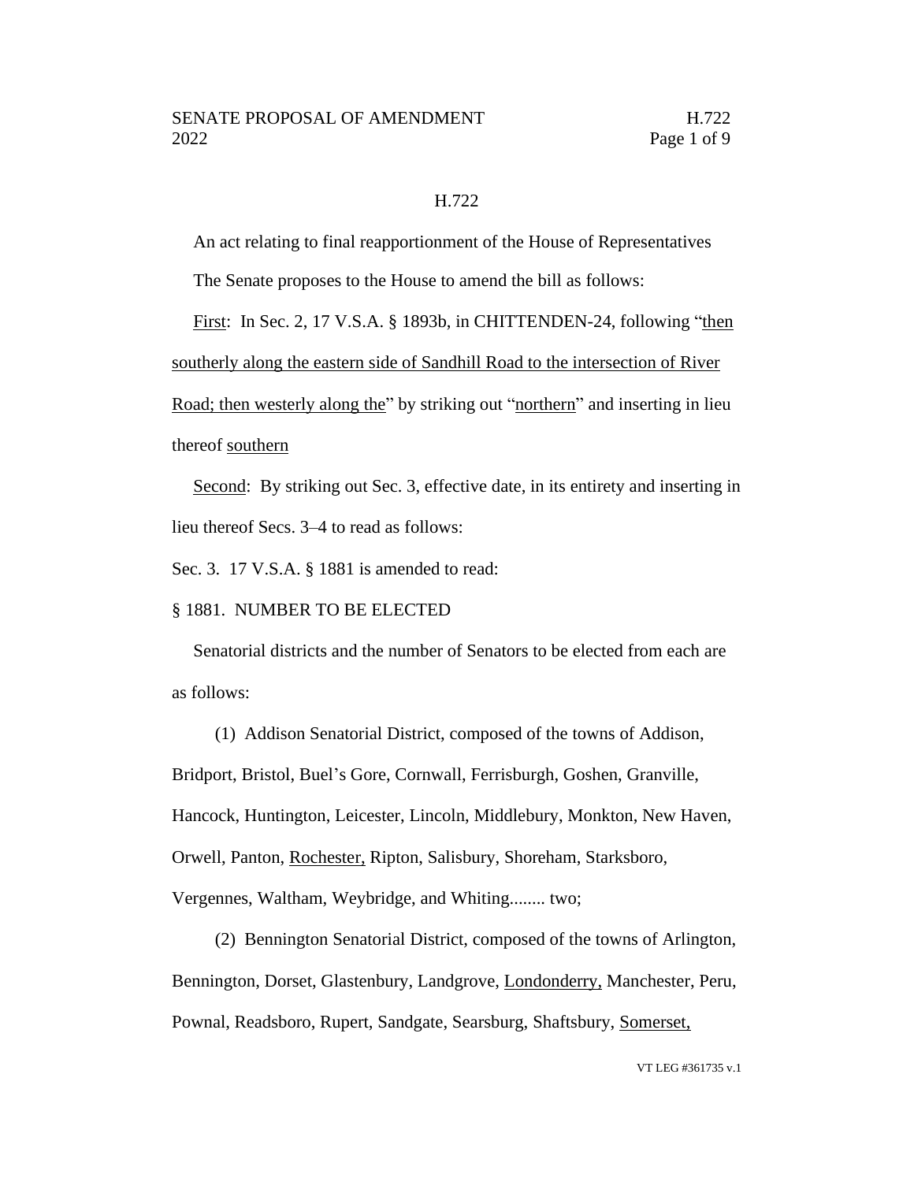H.722

An act relating to final reapportionment of the House of Representatives

The Senate proposes to the House to amend the bill as follows:

<u>First</u>: In Sec. 2, 17 V.S.A. § 1893b, in CHITTENDEN-24, following "<u>then southerly along the eastern side of Sandhill Road to the intersection of River Road; then westerly along the</u>" by striking out "<u>northern</u>" and inserting in lieu thereof <u>southern</u>

<u>Second</u>: By striking out Sec. 3, effective date, in its entirety and inserting in lieu thereof Secs. 3–4 to read as follows:

Sec. 3. 17 V.S.A. § 1881 is amended to read:

§ 1881. NUMBER TO BE ELECTED

Senatorial districts and the number of Senators to be elected from each are as follows:

(1) Addison Senatorial District, composed of the towns of Addison, Bridport, Bristol, Buel's Gore, Cornwall, Ferrisburgh, Goshen, Granville, Hancock, Huntington, Leicester, Lincoln, Middlebury, Monkton, New Haven, Orwell, Panton, <u>Rochester,</u> Ripton, Salisbury, Shoreham, Starksboro, Vergennes, Waltham, Weybridge, and Whiting........ two;

(2) Bennington Senatorial District, composed of the towns of Arlington, Bennington, Dorset, Glastenbury, Landgrove, <u>Londonderry,</u> Manchester, Peru, Pownal, Readsboro, Rupert, Sandgate, Searsburg, Shaftsbury, <u>Somerset,</u>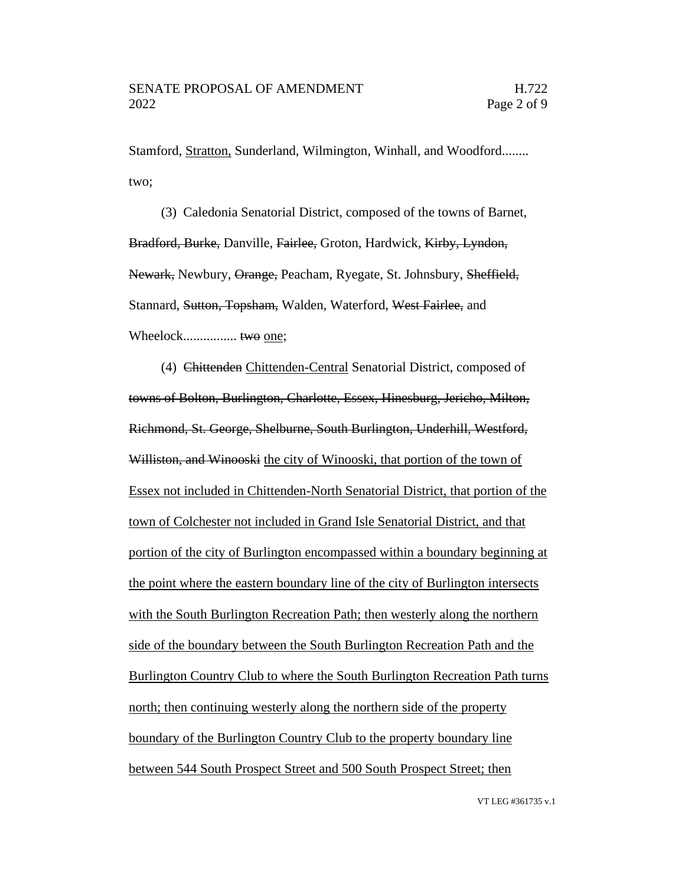Stamford, <u>Stratton,</u> Sunderland, Wilmington, Winhall, and Woodford........ two;

(3) Caledonia Senatorial District, composed of the towns of Barnet, ~~Bradford, Burke,~~ Danville, ~~Fairlee,~~ Groton, Hardwick, ~~Kirby, Lyndon, Newark,~~ Newbury, ~~Orange,~~ Peacham, Ryegate, St. Johnsbury, ~~Sheffield,~~ Stannard, ~~Sutton, Topsham,~~ Walden, Waterford, ~~West Fairlee,~~ and Wheelock................ ~~two~~ <u>one</u>;

(4) ~~Chittenden~~ <u>Chittenden-Central</u> Senatorial District, composed of ~~towns of Bolton, Burlington, Charlotte, Essex, Hinesburg, Jericho, Milton, Richmond, St. George, Shelburne, South Burlington, Underhill, Westford, Williston, and Winooski~~ <u>the city of Winooski, that portion of the town of Essex not included in Chittenden-North Senatorial District, that portion of the town of Colchester not included in Grand Isle Senatorial District, and that portion of the city of Burlington encompassed within a boundary beginning at the point where the eastern boundary line of the city of Burlington intersects with the South Burlington Recreation Path; then westerly along the northern side of the boundary between the South Burlington Recreation Path and the Burlington Country Club to where the South Burlington Recreation Path turns north; then continuing westerly along the northern side of the property boundary of the Burlington Country Club to the property boundary line between 544 South Prospect Street and 500 South Prospect Street; then</u>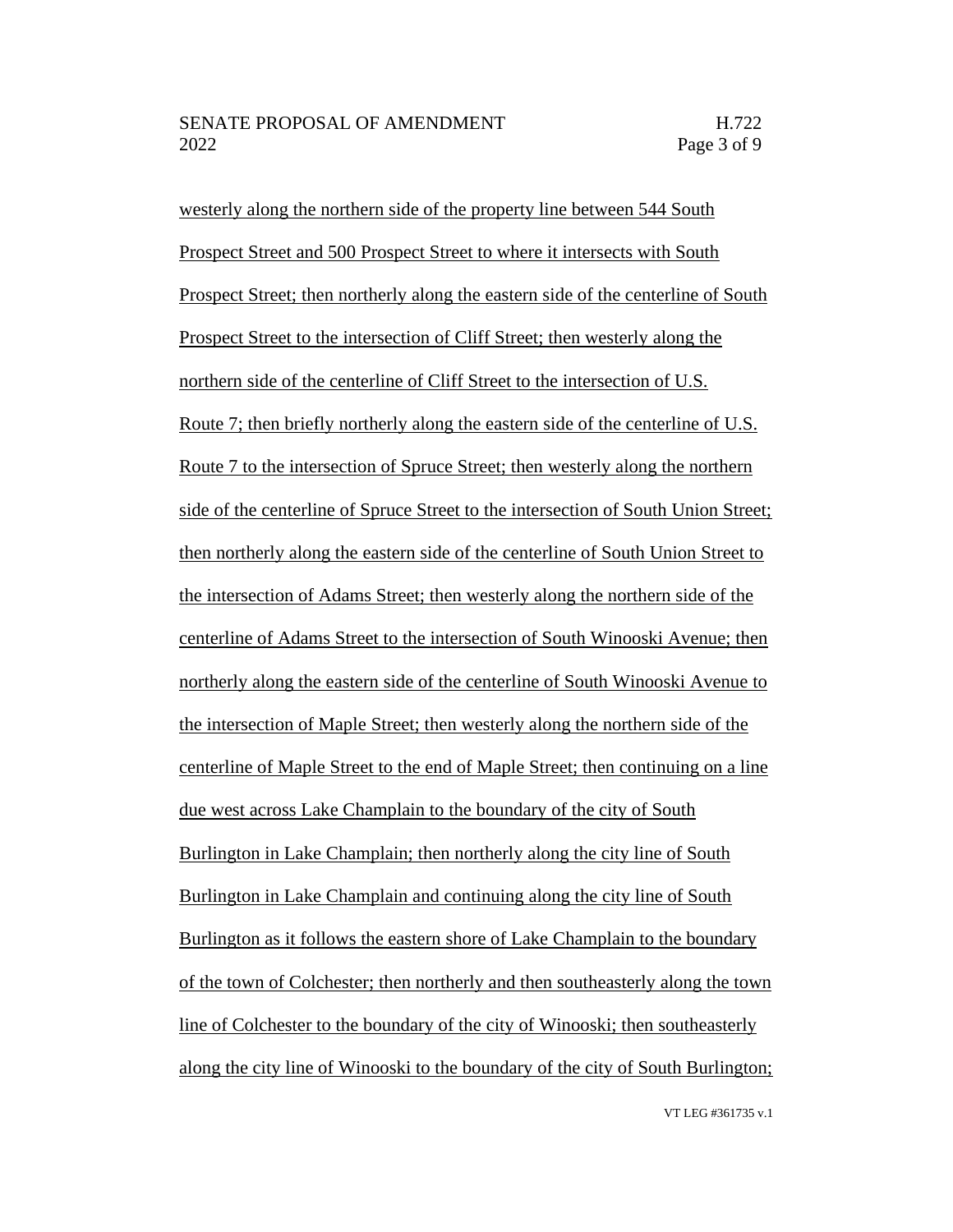westerly along the northern side of the property line between 544 South Prospect Street and 500 Prospect Street to where it intersects with South Prospect Street; then northerly along the eastern side of the centerline of South Prospect Street to the intersection of Cliff Street; then westerly along the northern side of the centerline of Cliff Street to the intersection of U.S. Route 7; then briefly northerly along the eastern side of the centerline of U.S. Route 7 to the intersection of Spruce Street; then westerly along the northern side of the centerline of Spruce Street to the intersection of South Union Street; then northerly along the eastern side of the centerline of South Union Street to the intersection of Adams Street; then westerly along the northern side of the centerline of Adams Street to the intersection of South Winooski Avenue; then northerly along the eastern side of the centerline of South Winooski Avenue to the intersection of Maple Street; then westerly along the northern side of the centerline of Maple Street to the end of Maple Street; then continuing on a line due west across Lake Champlain to the boundary of the city of South Burlington in Lake Champlain; then northerly along the city line of South Burlington in Lake Champlain and continuing along the city line of South Burlington as it follows the eastern shore of Lake Champlain to the boundary of the town of Colchester; then northerly and then southeasterly along the town line of Colchester to the boundary of the city of Winooski; then southeasterly along the city line of Winooski to the boundary of the city of South Burlington;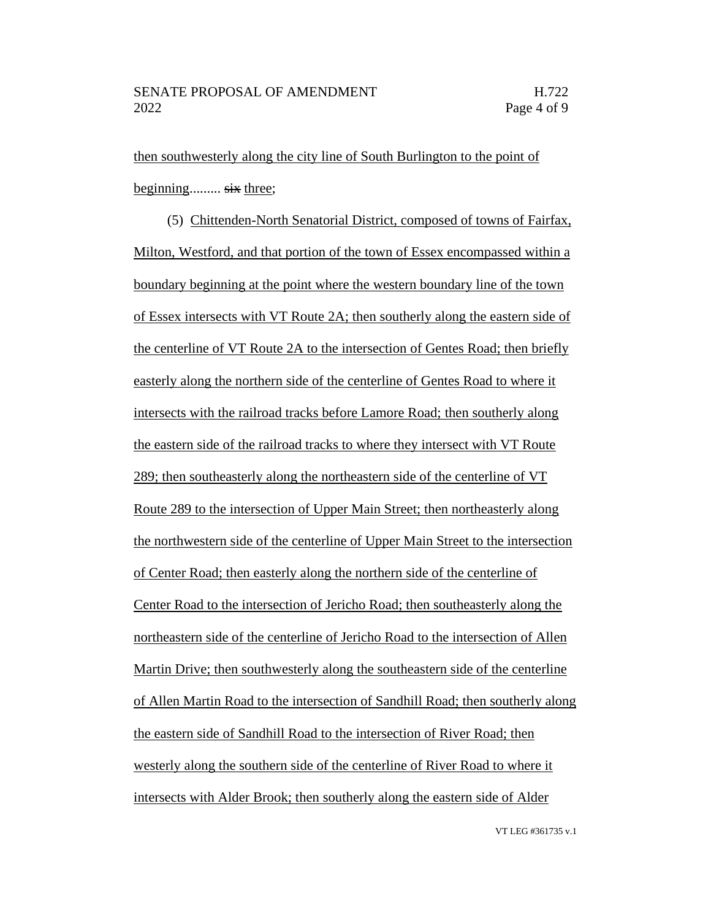then southwesterly along the city line of South Burlington to the point of beginning......... ~~six~~ three;

(5) Chittenden-North Senatorial District, composed of towns of Fairfax, Milton, Westford, and that portion of the town of Essex encompassed within a boundary beginning at the point where the western boundary line of the town of Essex intersects with VT Route 2A; then southerly along the eastern side of the centerline of VT Route 2A to the intersection of Gentes Road; then briefly easterly along the northern side of the centerline of Gentes Road to where it intersects with the railroad tracks before Lamore Road; then southerly along the eastern side of the railroad tracks to where they intersect with VT Route 289; then southeasterly along the northeastern side of the centerline of VT Route 289 to the intersection of Upper Main Street; then northeasterly along the northwestern side of the centerline of Upper Main Street to the intersection of Center Road; then easterly along the northern side of the centerline of Center Road to the intersection of Jericho Road; then southeasterly along the northeastern side of the centerline of Jericho Road to the intersection of Allen Martin Drive; then southwesterly along the southeastern side of the centerline of Allen Martin Road to the intersection of Sandhill Road; then southerly along the eastern side of Sandhill Road to the intersection of River Road; then westerly along the southern side of the centerline of River Road to where it intersects with Alder Brook; then southerly along the eastern side of Alder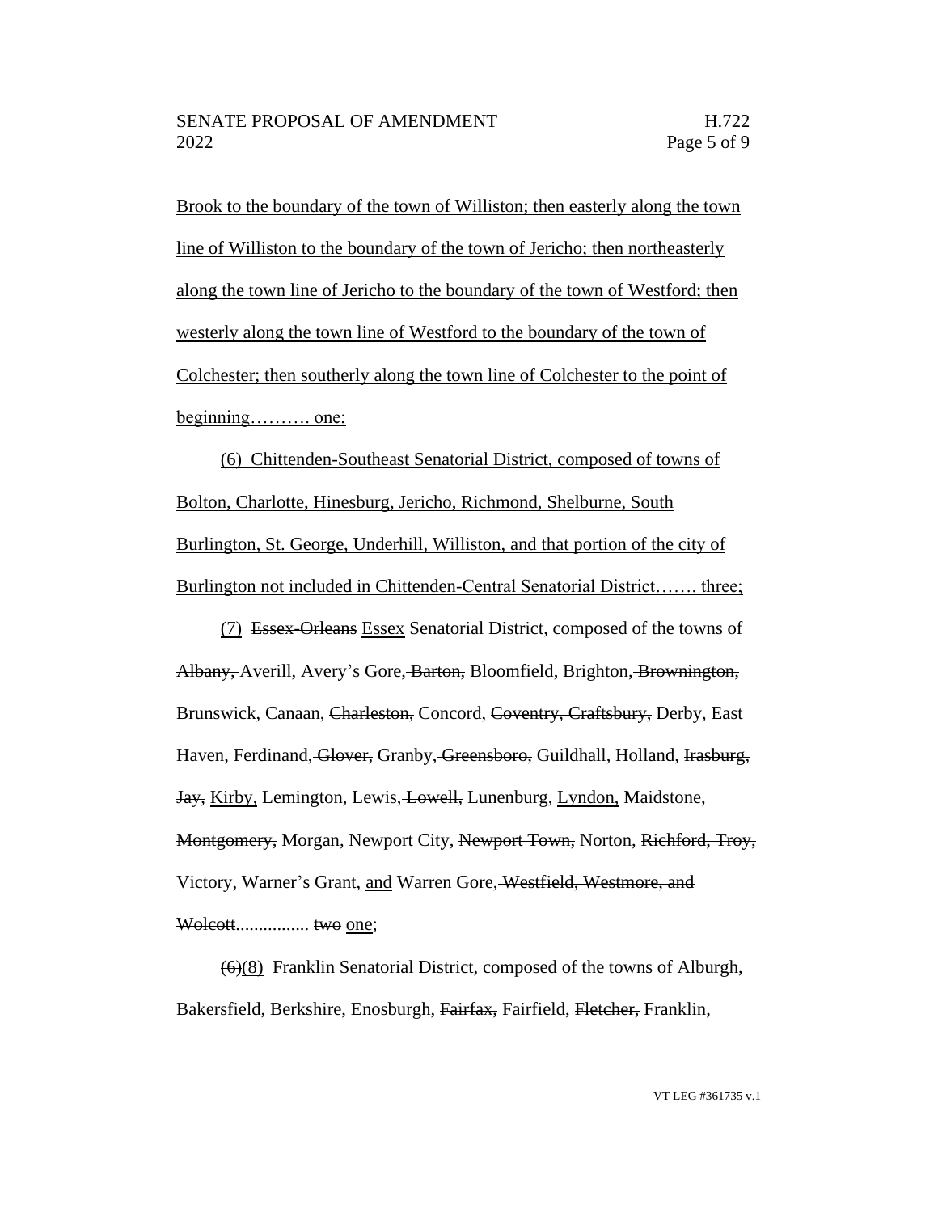<u>Brook to the boundary of the town of Williston; then easterly along the town line of Williston to the boundary of the town of Jericho; then northeasterly along the town line of Jericho to the boundary of the town of Westford; then westerly along the town line of Westford to the boundary of the town of Colchester; then southerly along the town line of Colchester to the point of beginning………. one;</u>

<u>(6) Chittenden-Southeast Senatorial District, composed of towns of Bolton, Charlotte, Hinesburg, Jericho, Richmond, Shelburne, South Burlington, St. George, Underhill, Williston, and that portion of the city of Burlington not included in Chittenden-Central Senatorial District……. three;</u>

<u>(7)</u> ~~Essex-Orleans~~ <u>Essex</u> Senatorial District, composed of the towns of ~~Albany,~~ Averill, Avery's Gore, ~~Barton,~~ Bloomfield, Brighton, ~~Brownington,~~ Brunswick, Canaan, ~~Charleston,~~ Concord, ~~Coventry, Craftsbury,~~ Derby, East Haven, Ferdinand, ~~Glover,~~ Granby, ~~Greensboro,~~ Guildhall, Holland, ~~Irasburg, Jay,~~ <u>Kirby,</u> Lemington, Lewis, ~~Lowell,~~ Lunenburg, <u>Lyndon,</u> Maidstone, ~~Montgomery,~~ Morgan, Newport City, ~~Newport Town,~~ Norton, ~~Richford, Troy,~~ Victory, Warner's Grant, <u>and</u> Warren Gore, ~~Westfield, Westmore, and Wolcott~~................ ~~two~~ <u>one</u>;

~~(6)~~<u>(8)</u> Franklin Senatorial District, composed of the towns of Alburgh, Bakersfield, Berkshire, Enosburgh, ~~Fairfax,~~ Fairfield, ~~Fletcher,~~ Franklin,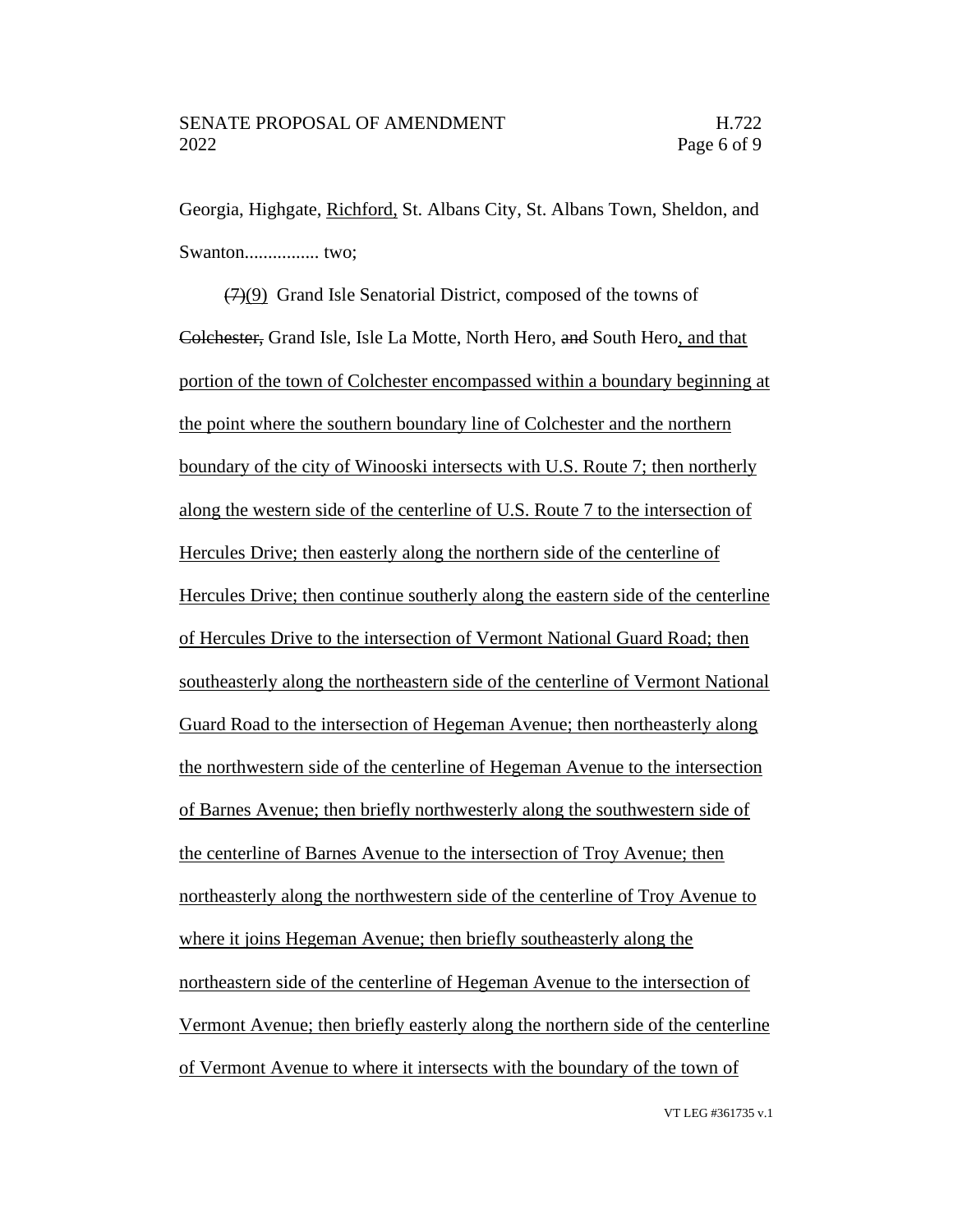Georgia, Highgate, <u>Richford,</u> St. Albans City, St. Albans Town, Sheldon, and Swanton................ two;

~~(7)~~<u>(9)</u> Grand Isle Senatorial District, composed of the towns of ~~Colchester,~~ Grand Isle, Isle La Motte, North Hero, ~~and~~ South Hero<u>, and that portion of the town of Colchester encompassed within a boundary beginning at the point where the southern boundary line of Colchester and the northern boundary of the city of Winooski intersects with U.S. Route 7; then northerly along the western side of the centerline of U.S. Route 7 to the intersection of Hercules Drive; then easterly along the northern side of the centerline of Hercules Drive; then continue southerly along the eastern side of the centerline of Hercules Drive to the intersection of Vermont National Guard Road; then southeasterly along the northeastern side of the centerline of Vermont National Guard Road to the intersection of Hegeman Avenue; then northeasterly along the northwestern side of the centerline of Hegeman Avenue to the intersection of Barnes Avenue; then briefly northwesterly along the southwestern side of the centerline of Barnes Avenue to the intersection of Troy Avenue; then northeasterly along the northwestern side of the centerline of Troy Avenue to where it joins Hegeman Avenue; then briefly southeasterly along the northeastern side of the centerline of Hegeman Avenue to the intersection of Vermont Avenue; then briefly easterly along the northern side of the centerline of Vermont Avenue to where it intersects with the boundary of the town of</u>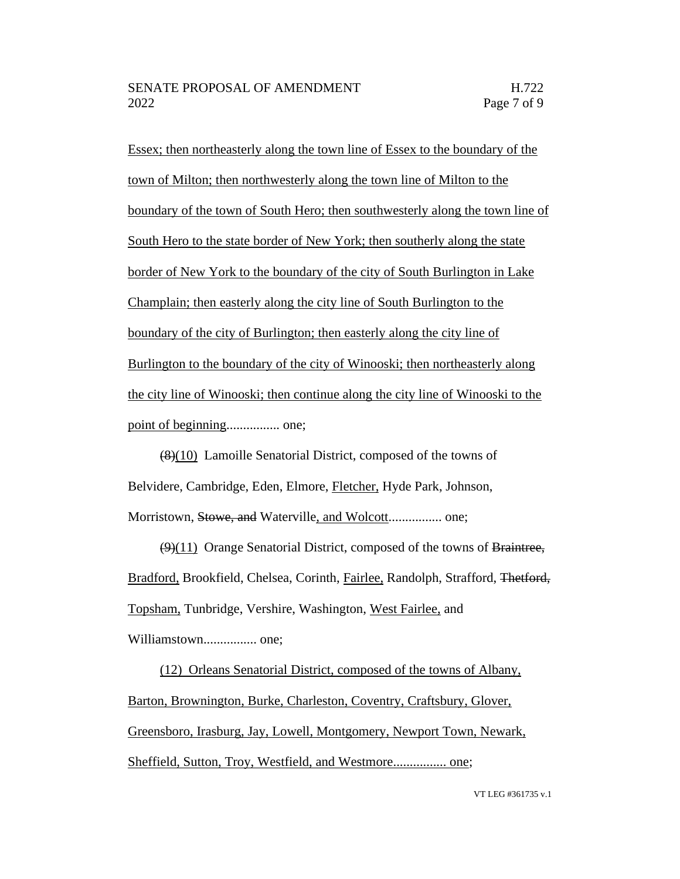Essex; then northeasterly along the town line of Essex to the boundary of the town of Milton; then northwesterly along the town line of Milton to the boundary of the town of South Hero; then southwesterly along the town line of South Hero to the state border of New York; then southerly along the state border of New York to the boundary of the city of South Burlington in Lake Champlain; then easterly along the city line of South Burlington to the boundary of the city of Burlington; then easterly along the city line of Burlington to the boundary of the city of Winooski; then northeasterly along the city line of Winooski; then continue along the city line of Winooski to the point of beginning................ one;

~~(8)~~(10) Lamoille Senatorial District, composed of the towns of Belvidere, Cambridge, Eden, Elmore, Fletcher, Hyde Park, Johnson, Morristown, ~~Stowe, and~~ Waterville, and Wolcott................ one;

~~(9)~~(11) Orange Senatorial District, composed of the towns of ~~Braintree,~~ Bradford, Brookfield, Chelsea, Corinth, Fairlee, Randolph, Strafford, ~~Thetford,~~ Topsham, Tunbridge, Vershire, Washington, West Fairlee, and Williamstown................ one;

(12) Orleans Senatorial District, composed of the towns of Albany, Barton, Brownington, Burke, Charleston, Coventry, Craftsbury, Glover, Greensboro, Irasburg, Jay, Lowell, Montgomery, Newport Town, Newark, Sheffield, Sutton, Troy, Westfield, and Westmore................ one;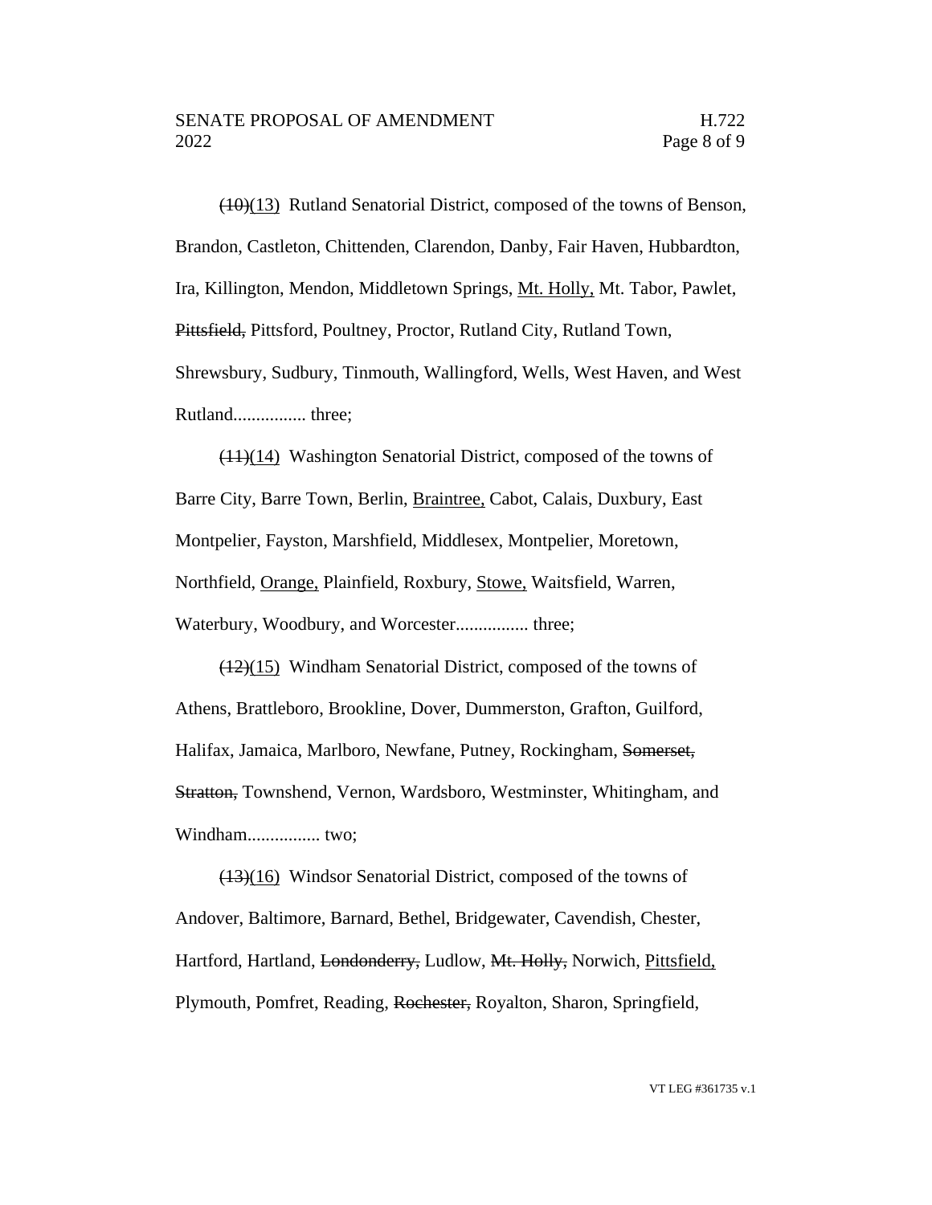~~(10)~~(13) Rutland Senatorial District, composed of the towns of Benson, Brandon, Castleton, Chittenden, Clarendon, Danby, Fair Haven, Hubbardton, Ira, Killington, Mendon, Middletown Springs, <u>Mt. Holly,</u> Mt. Tabor, Pawlet, ~~Pittsfield,~~ Pittsford, Poultney, Proctor, Rutland City, Rutland Town, Shrewsbury, Sudbury, Tinmouth, Wallingford, Wells, West Haven, and West Rutland................ three;

~~(11)~~(14) Washington Senatorial District, composed of the towns of Barre City, Barre Town, Berlin, <u>Braintree,</u> Cabot, Calais, Duxbury, East Montpelier, Fayston, Marshfield, Middlesex, Montpelier, Moretown, Northfield, <u>Orange,</u> Plainfield, Roxbury, <u>Stowe,</u> Waitsfield, Warren, Waterbury, Woodbury, and Worcester................ three;

~~(12)~~(15) Windham Senatorial District, composed of the towns of Athens, Brattleboro, Brookline, Dover, Dummerston, Grafton, Guilford, Halifax, Jamaica, Marlboro, Newfane, Putney, Rockingham, ~~Somerset,~~ ~~Stratton,~~ Townshend, Vernon, Wardsboro, Westminster, Whitingham, and Windham................ two;

~~(13)~~(16) Windsor Senatorial District, composed of the towns of Andover, Baltimore, Barnard, Bethel, Bridgewater, Cavendish, Chester, Hartford, Hartland, ~~Londonderry,~~ Ludlow, ~~Mt. Holly,~~ Norwich, <u>Pittsfield,</u> Plymouth, Pomfret, Reading, ~~Rochester,~~ Royalton, Sharon, Springfield,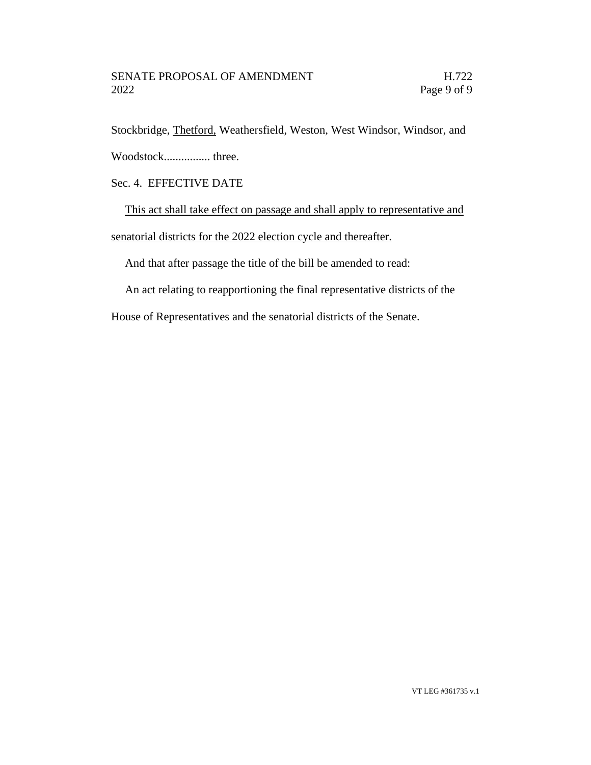Stockbridge, Thetford, Weathersfield, Weston, West Windsor, Windsor, and Woodstock................ three.

Sec. 4. EFFECTIVE DATE

This act shall take effect on passage and shall apply to representative and senatorial districts for the 2022 election cycle and thereafter.

And that after passage the title of the bill be amended to read:

An act relating to reapportioning the final representative districts of the House of Representatives and the senatorial districts of the Senate.